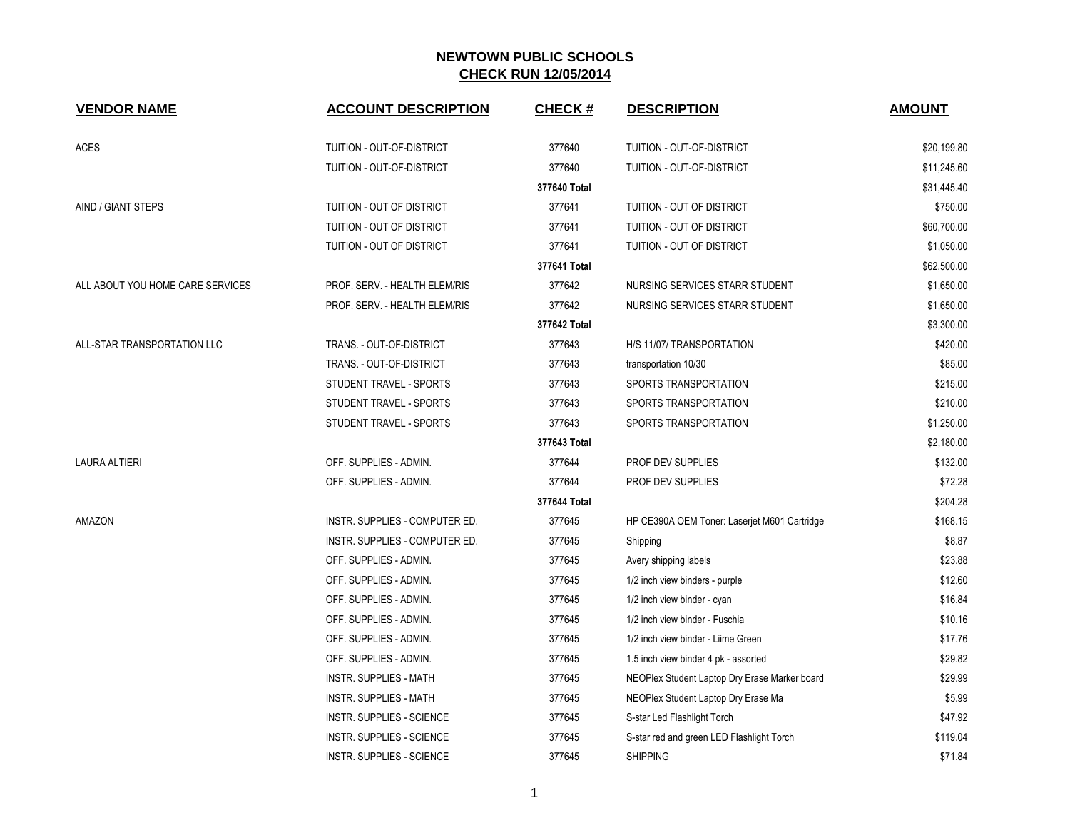# NEWTOWN PUBLIC SCHOOLS

## CHECK RUN 12/05/2014

| VENDOR NAME | ACCOUNT DESCRIPTION | CHECK # | DESCRIPTION | AMOUNT |
|---|---|---|---|---|
| ACES | TUITION - OUT-OF-DISTRICT | 377640 | TUITION - OUT-OF-DISTRICT | $20,199.80 |
| | TUITION - OUT-OF-DISTRICT | 377640 | TUITION - OUT-OF-DISTRICT | $11,245.60 |
| | | **377640 Total** | | $31,445.40 |
| AIND / GIANT STEPS | TUITION - OUT OF DISTRICT | 377641 | TUITION - OUT OF DISTRICT | $750.00 |
| | TUITION - OUT OF DISTRICT | 377641 | TUITION - OUT OF DISTRICT | $60,700.00 |
| | TUITION - OUT OF DISTRICT | 377641 | TUITION - OUT OF DISTRICT | $1,050.00 |
| | | **377641 Total** | | $62,500.00 |
| ALL ABOUT YOU HOME CARE SERVICES | PROF. SERV. - HEALTH ELEM/RIS | 377642 | NURSING SERVICES STARR STUDENT | $1,650.00 |
| | PROF. SERV. - HEALTH ELEM/RIS | 377642 | NURSING SERVICES STARR STUDENT | $1,650.00 |
| | | **377642 Total** | | $3,300.00 |
| ALL-STAR TRANSPORTATION LLC | TRANS. - OUT-OF-DISTRICT | 377643 | H/S 11/07/ TRANSPORTATION | $420.00 |
| | TRANS. - OUT-OF-DISTRICT | 377643 | transportation 10/30 | $85.00 |
| | STUDENT TRAVEL - SPORTS | 377643 | SPORTS TRANSPORTATION | $215.00 |
| | STUDENT TRAVEL - SPORTS | 377643 | SPORTS TRANSPORTATION | $210.00 |
| | STUDENT TRAVEL - SPORTS | 377643 | SPORTS TRANSPORTATION | $1,250.00 |
| | | **377643 Total** | | $2,180.00 |
| LAURA ALTIERI | OFF. SUPPLIES - ADMIN. | 377644 | PROF DEV SUPPLIES | $132.00 |
| | OFF. SUPPLIES - ADMIN. | 377644 | PROF DEV SUPPLIES | $72.28 |
| | | **377644 Total** | | $204.28 |
| AMAZON | INSTR. SUPPLIES - COMPUTER ED. | 377645 | HP CE390A OEM Toner: Laserjet M601 Cartridge | $168.15 |
| | INSTR. SUPPLIES - COMPUTER ED. | 377645 | Shipping | $8.87 |
| | OFF. SUPPLIES - ADMIN. | 377645 | Avery shipping labels | $23.88 |
| | OFF. SUPPLIES - ADMIN. | 377645 | 1/2 inch view binders - purple | $12.60 |
| | OFF. SUPPLIES - ADMIN. | 377645 | 1/2 inch view binder - cyan | $16.84 |
| | OFF. SUPPLIES - ADMIN. | 377645 | 1/2 inch view binder - Fuschia | $10.16 |
| | OFF. SUPPLIES - ADMIN. | 377645 | 1/2 inch view binder - Liime Green | $17.76 |
| | OFF. SUPPLIES - ADMIN. | 377645 | 1.5 inch view binder 4 pk - assorted | $29.82 |
| | INSTR. SUPPLIES - MATH | 377645 | NEOPlex Student Laptop Dry Erase Marker board | $29.99 |
| | INSTR. SUPPLIES - MATH | 377645 | NEOPlex Student Laptop Dry Erase Ma | $5.99 |
| | INSTR. SUPPLIES - SCIENCE | 377645 | S-star Led Flashlight Torch | $47.92 |
| | INSTR. SUPPLIES - SCIENCE | 377645 | S-star red and green LED Flashlight Torch | $119.04 |
| | INSTR. SUPPLIES - SCIENCE | 377645 | SHIPPING | $71.84 |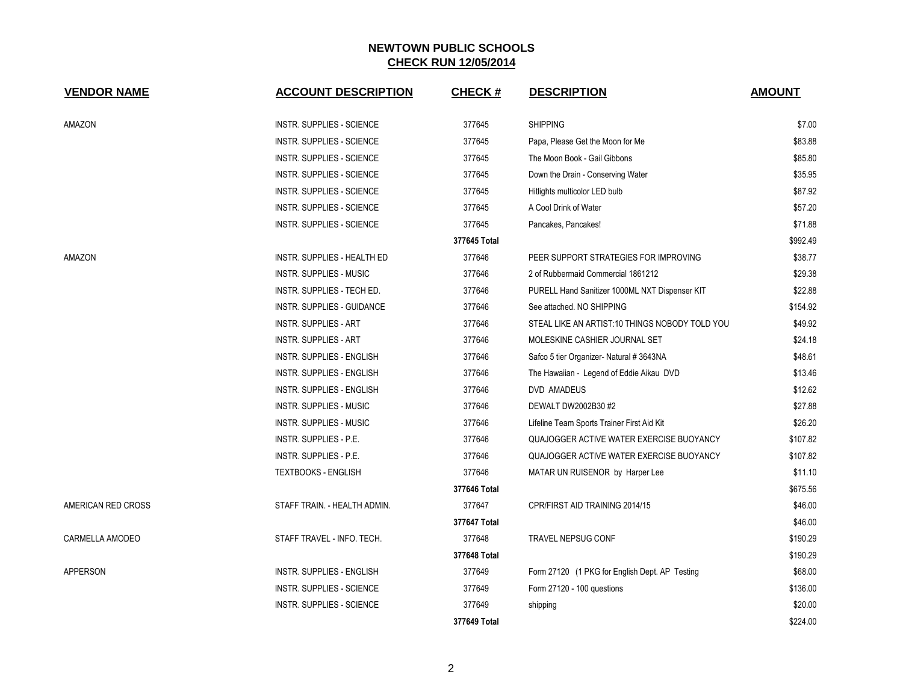# NEWTOWN PUBLIC SCHOOLS

## CHECK RUN 12/05/2014

| VENDOR NAME | ACCOUNT DESCRIPTION | CHECK # | DESCRIPTION | AMOUNT |
|---|---|---|---|---|
| AMAZON | INSTR. SUPPLIES - SCIENCE | 377645 | SHIPPING | $7.00 |
| | INSTR. SUPPLIES - SCIENCE | 377645 | Papa, Please Get the Moon for Me | $83.88 |
| | INSTR. SUPPLIES - SCIENCE | 377645 | The Moon Book - Gail Gibbons | $85.80 |
| | INSTR. SUPPLIES - SCIENCE | 377645 | Down the Drain - Conserving Water | $35.95 |
| | INSTR. SUPPLIES - SCIENCE | 377645 | Hitlights multicolor LED bulb | $87.92 |
| | INSTR. SUPPLIES - SCIENCE | 377645 | A Cool Drink of Water | $57.20 |
| | INSTR. SUPPLIES - SCIENCE | 377645 | Pancakes, Pancakes! | $71.88 |
| | | **377645 Total** | | $992.49 |
| AMAZON | INSTR. SUPPLIES - HEALTH ED | 377646 | PEER SUPPORT STRATEGIES FOR IMPROVING | $38.77 |
| | INSTR. SUPPLIES - MUSIC | 377646 | 2 of Rubbermaid Commercial 1861212 | $29.38 |
| | INSTR. SUPPLIES - TECH ED. | 377646 | PURELL Hand Sanitizer 1000ML NXT Dispenser KIT | $22.88 |
| | INSTR. SUPPLIES - GUIDANCE | 377646 | See attached. NO SHIPPING | $154.92 |
| | INSTR. SUPPLIES - ART | 377646 | STEAL LIKE AN ARTIST:10 THINGS NOBODY TOLD YOU | $49.92 |
| | INSTR. SUPPLIES - ART | 377646 | MOLESKINE CASHIER JOURNAL SET | $24.18 |
| | INSTR. SUPPLIES - ENGLISH | 377646 | Safco 5 tier Organizer- Natural # 3643NA | $48.61 |
| | INSTR. SUPPLIES - ENGLISH | 377646 | The Hawaiian - Legend of Eddie Aikau DVD | $13.46 |
| | INSTR. SUPPLIES - ENGLISH | 377646 | DVD AMADEUS | $12.62 |
| | INSTR. SUPPLIES - MUSIC | 377646 | DEWALT DW2002B30 #2 | $27.88 |
| | INSTR. SUPPLIES - MUSIC | 377646 | Lifeline Team Sports Trainer First Aid Kit | $26.20 |
| | INSTR. SUPPLIES - P.E. | 377646 | QUAJOGGER ACTIVE WATER EXERCISE BUOYANCY | $107.82 |
| | INSTR. SUPPLIES - P.E. | 377646 | QUAJOGGER ACTIVE WATER EXERCISE BUOYANCY | $107.82 |
| | TEXTBOOKS - ENGLISH | 377646 | MATAR UN RUISENOR by Harper Lee | $11.10 |
| | | **377646 Total** | | $675.56 |
| AMERICAN RED CROSS | STAFF TRAIN. - HEALTH ADMIN. | 377647 | CPR/FIRST AID TRAINING 2014/15 | $46.00 |
| | | **377647 Total** | | $46.00 |
| CARMELLA AMODEO | STAFF TRAVEL - INFO. TECH. | 377648 | TRAVEL NEPSUG CONF | $190.29 |
| | | **377648 Total** | | $190.29 |
| APPERSON | INSTR. SUPPLIES - ENGLISH | 377649 | Form 27120 (1 PKG for English Dept. AP Testing | $68.00 |
| | INSTR. SUPPLIES - SCIENCE | 377649 | Form 27120 - 100 questions | $136.00 |
| | INSTR. SUPPLIES - SCIENCE | 377649 | shipping | $20.00 |
| | | **377649 Total** | | $224.00 |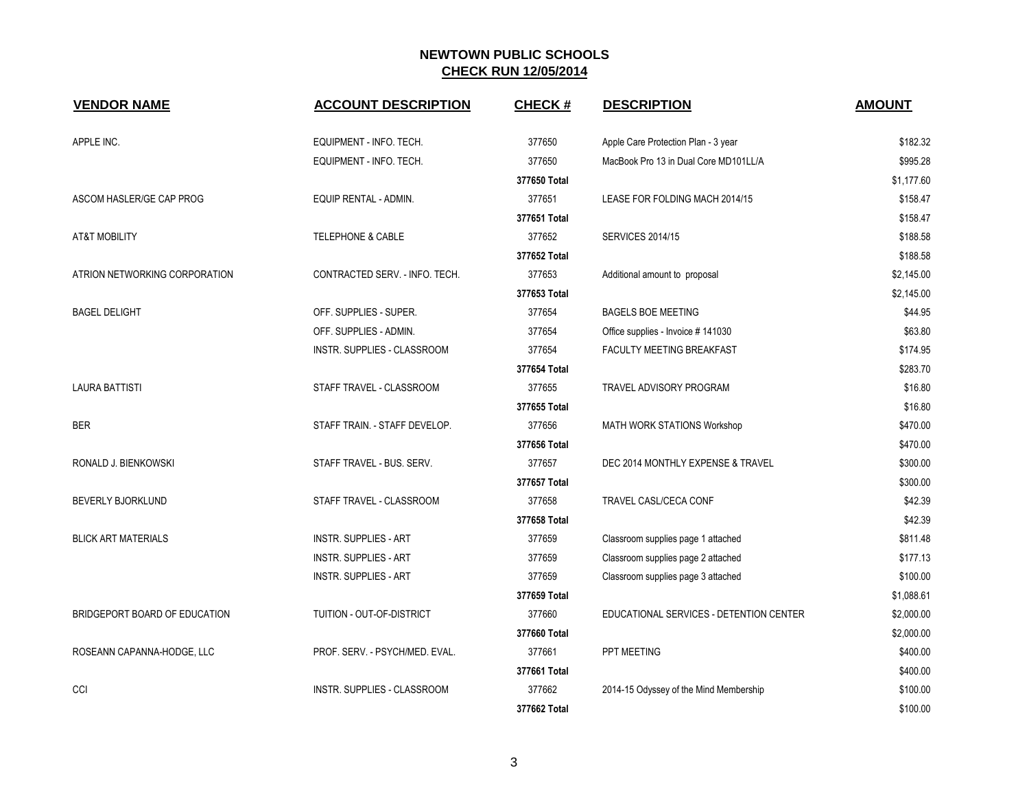# NEWTOWN PUBLIC SCHOOLS

## CHECK RUN 12/05/2014

| VENDOR NAME | ACCOUNT DESCRIPTION | CHECK # | DESCRIPTION | AMOUNT |
|---|---|---|---|---|
| APPLE INC. | EQUIPMENT - INFO. TECH. | 377650 | Apple Care Protection Plan - 3 year | $182.32 |
| | EQUIPMENT - INFO. TECH. | 377650 | MacBook Pro 13 in Dual Core MD101LL/A | $995.28 |
| | | **377650 Total** | | $1,177.60 |
| ASCOM HASLER/GE CAP PROG | EQUIP RENTAL - ADMIN. | 377651 | LEASE FOR FOLDING MACH 2014/15 | $158.47 |
| | | **377651 Total** | | $158.47 |
| AT&T MOBILITY | TELEPHONE & CABLE | 377652 | SERVICES 2014/15 | $188.58 |
| | | **377652 Total** | | $188.58 |
| ATRION NETWORKING CORPORATION | CONTRACTED SERV. - INFO. TECH. | 377653 | Additional amount to proposal | $2,145.00 |
| | | **377653 Total** | | $2,145.00 |
| BAGEL DELIGHT | OFF. SUPPLIES - SUPER. | 377654 | BAGELS BOE MEETING | $44.95 |
| | OFF. SUPPLIES - ADMIN. | 377654 | Office supplies - Invoice # 141030 | $63.80 |
| | INSTR. SUPPLIES - CLASSROOM | 377654 | FACULTY MEETING BREAKFAST | $174.95 |
| | | **377654 Total** | | $283.70 |
| LAURA BATTISTI | STAFF TRAVEL - CLASSROOM | 377655 | TRAVEL ADVISORY PROGRAM | $16.80 |
| | | **377655 Total** | | $16.80 |
| BER | STAFF TRAIN. - STAFF DEVELOP. | 377656 | MATH WORK STATIONS Workshop | $470.00 |
| | | **377656 Total** | | $470.00 |
| RONALD J. BIENKOWSKI | STAFF TRAVEL - BUS. SERV. | 377657 | DEC 2014 MONTHLY EXPENSE & TRAVEL | $300.00 |
| | | **377657 Total** | | $300.00 |
| BEVERLY BJORKLUND | STAFF TRAVEL - CLASSROOM | 377658 | TRAVEL CASL/CECA CONF | $42.39 |
| | | **377658 Total** | | $42.39 |
| BLICK ART MATERIALS | INSTR. SUPPLIES - ART | 377659 | Classroom supplies page 1 attached | $811.48 |
| | INSTR. SUPPLIES - ART | 377659 | Classroom supplies page 2 attached | $177.13 |
| | INSTR. SUPPLIES - ART | 377659 | Classroom supplies page 3 attached | $100.00 |
| | | **377659 Total** | | $1,088.61 |
| BRIDGEPORT BOARD OF EDUCATION | TUITION - OUT-OF-DISTRICT | 377660 | EDUCATIONAL SERVICES - DETENTION CENTER | $2,000.00 |
| | | **377660 Total** | | $2,000.00 |
| ROSEANN CAPANNA-HODGE, LLC | PROF. SERV. - PSYCH/MED. EVAL. | 377661 | PPT MEETING | $400.00 |
| | | **377661 Total** | | $400.00 |
| CCI | INSTR. SUPPLIES - CLASSROOM | 377662 | 2014-15 Odyssey of the Mind Membership | $100.00 |
| | | **377662 Total** | | $100.00 |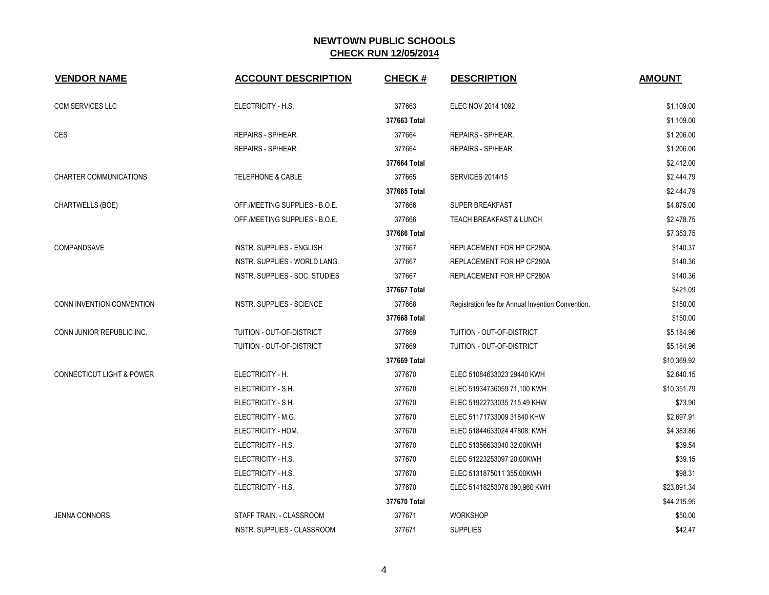# NEWTOWN PUBLIC SCHOOLS

## CHECK RUN 12/05/2014

| VENDOR NAME | ACCOUNT DESCRIPTION | CHECK # | DESCRIPTION | AMOUNT |
|---|---|---|---|---|
| CCM SERVICES LLC | ELECTRICITY - H.S. | 377663 | ELEC NOV 2014 1092 | $1,109.00 |
| | | 377663 Total | | $1,109.00 |
| CES | REPAIRS - SP/HEAR. | 377664 | REPAIRS - SP/HEAR. | $1,206.00 |
| | REPAIRS - SP/HEAR. | 377664 | REPAIRS - SP/HEAR. | $1,206.00 |
| | | 377664 Total | | $2,412.00 |
| CHARTER COMMUNICATIONS | TELEPHONE & CABLE | 377665 | SERVICES 2014/15 | $2,444.79 |
| | | 377665 Total | | $2,444.79 |
| CHARTWELLS (BOE) | OFF./MEETING SUPPLIES - B.O.E. | 377666 | SUPER BREAKFAST | $4,875.00 |
| | OFF./MEETING SUPPLIES - B.O.E. | 377666 | TEACH BREAKFAST & LUNCH | $2,478.75 |
| | | 377666 Total | | $7,353.75 |
| COMPANDSAVE | INSTR. SUPPLIES - ENGLISH | 377667 | REPLACEMENT FOR HP CF280A | $140.37 |
| | INSTR. SUPPLIES - WORLD LANG. | 377667 | REPLACEMENT FOR HP CF280A | $140.36 |
| | INSTR. SUPPLIES - SOC. STUDIES | 377667 | REPLACEMENT FOR HP CF280A | $140.36 |
| | | 377667 Total | | $421.09 |
| CONN INVENTION CONVENTION | INSTR. SUPPLIES - SCIENCE | 377668 | Registration fee for Annual Invention Convention. | $150.00 |
| | | 377668 Total | | $150.00 |
| CONN JUNIOR REPUBLIC INC. | TUITION - OUT-OF-DISTRICT | 377669 | TUITION - OUT-OF-DISTRICT | $5,184.96 |
| | TUITION - OUT-OF-DISTRICT | 377669 | TUITION - OUT-OF-DISTRICT | $5,184.96 |
| | | 377669 Total | | $10,369.92 |
| CONNECTICUT LIGHT & POWER | ELECTRICITY - H. | 377670 | ELEC 51084633023 29440 KWH | $2,640.15 |
| | ELECTRICITY - S.H. | 377670 | ELEC 51934736059 71,100 KWH | $10,351.79 |
| | ELECTRICITY - S.H. | 377670 | ELEC 51922733035 715.49 KHW | $73.90 |
| | ELECTRICITY - M.G. | 377670 | ELEC 51171733009 31840 KHW | $2,697.91 |
| | ELECTRICITY - HOM. | 377670 | ELEC 51844633024 47808. KWH | $4,383.86 |
| | ELECTRICITY - H.S. | 377670 | ELEC 51356633040 32.00KWH | $39.54 |
| | ELECTRICITY - H.S. | 377670 | ELEC 51223253097 20.00KWH | $39.15 |
| | ELECTRICITY - H.S. | 377670 | ELEC 5131875011 355.00KWH | $98.31 |
| | ELECTRICITY - H.S. | 377670 | ELEC 51418253076 390,960 KWH | $23,891.34 |
| | | 377670 Total | | $44,215.95 |
| JENNA CONNORS | STAFF TRAIN. - CLASSROOM | 377671 | WORKSHOP | $50.00 |
| | INSTR. SUPPLIES - CLASSROOM | 377671 | SUPPLIES | $42.47 |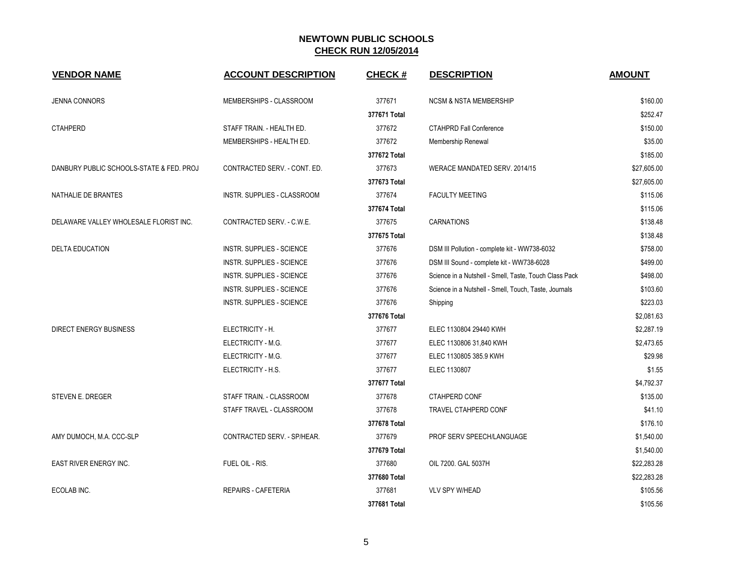## NEWTOWN PUBLIC SCHOOLS
## CHECK RUN 12/05/2014

| VENDOR NAME | ACCOUNT DESCRIPTION | CHECK # | DESCRIPTION | AMOUNT |
|---|---|---|---|---|
| JENNA CONNORS | MEMBERSHIPS - CLASSROOM | 377671 | NCSM & NSTA MEMBERSHIP | $160.00 |
| | | **377671 Total** | | $252.47 |
| CTAHPERD | STAFF TRAIN. - HEALTH ED. | 377672 | CTAHPRD Fall Conference | $150.00 |
| | MEMBERSHIPS - HEALTH ED. | 377672 | Membership Renewal | $35.00 |
| | | **377672 Total** | | $185.00 |
| DANBURY PUBLIC SCHOOLS-STATE & FED. PROJ | CONTRACTED SERV. - CONT. ED. | 377673 | WERACE MANDATED SERV. 2014/15 | $27,605.00 |
| | | **377673 Total** | | $27,605.00 |
| NATHALIE DE BRANTES | INSTR. SUPPLIES - CLASSROOM | 377674 | FACULTY MEETING | $115.06 |
| | | **377674 Total** | | $115.06 |
| DELAWARE VALLEY WHOLESALE FLORIST INC. | CONTRACTED SERV. - C.W.E. | 377675 | CARNATIONS | $138.48 |
| | | **377675 Total** | | $138.48 |
| DELTA EDUCATION | INSTR. SUPPLIES - SCIENCE | 377676 | DSM III Pollution - complete kit - WW738-6032 | $758.00 |
| | INSTR. SUPPLIES - SCIENCE | 377676 | DSM III Sound - complete kit - WW738-6028 | $499.00 |
| | INSTR. SUPPLIES - SCIENCE | 377676 | Science in a Nutshell - Smell, Taste, Touch Class Pack | $498.00 |
| | INSTR. SUPPLIES - SCIENCE | 377676 | Science in a Nutshell - Smell, Touch, Taste, Journals | $103.60 |
| | INSTR. SUPPLIES - SCIENCE | 377676 | Shipping | $223.03 |
| | | **377676 Total** | | $2,081.63 |
| DIRECT ENERGY BUSINESS | ELECTRICITY - H. | 377677 | ELEC 1130804 29440 KWH | $2,287.19 |
| | ELECTRICITY - M.G. | 377677 | ELEC 1130806 31,840 KWH | $2,473.65 |
| | ELECTRICITY - M.G. | 377677 | ELEC 1130805 385.9 KWH | $29.98 |
| | ELECTRICITY - H.S. | 377677 | ELEC 1130807 | $1.55 |
| | | **377677 Total** | | $4,792.37 |
| STEVEN E. DREGER | STAFF TRAIN. - CLASSROOM | 377678 | CTAHPERD CONF | $135.00 |
| | STAFF TRAVEL - CLASSROOM | 377678 | TRAVEL CTAHPERD CONF | $41.10 |
| | | **377678 Total** | | $176.10 |
| AMY DUMOCH, M.A. CCC-SLP | CONTRACTED SERV. - SP/HEAR. | 377679 | PROF SERV SPEECH/LANGUAGE | $1,540.00 |
| | | **377679 Total** | | $1,540.00 |
| EAST RIVER ENERGY INC. | FUEL OIL - RIS. | 377680 | OIL 7200. GAL 5037H | $22,283.28 |
| | | **377680 Total** | | $22,283.28 |
| ECOLAB INC. | REPAIRS - CAFETERIA | 377681 | VLV SPY W/HEAD | $105.56 |
| | | **377681 Total** | | $105.56 |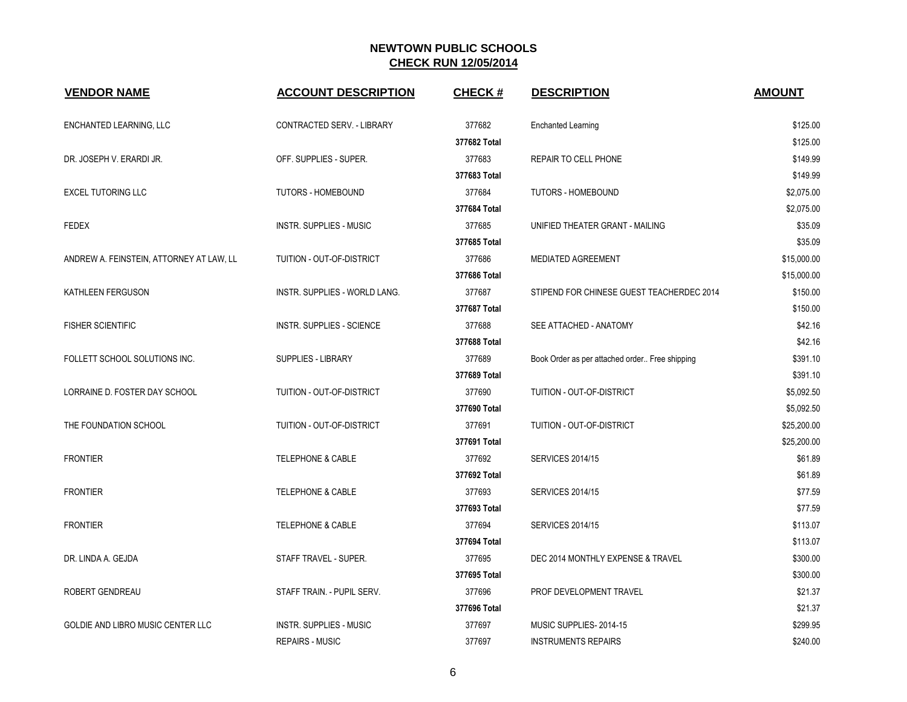# NEWTOWN PUBLIC SCHOOLS
## CHECK RUN 12/05/2014

| VENDOR NAME | ACCOUNT DESCRIPTION | CHECK # | DESCRIPTION | AMOUNT |
|---|---|---|---|---|
| ENCHANTED LEARNING, LLC | CONTRACTED SERV. - LIBRARY | 377682 | Enchanted Learning | $125.00 |
| | | **377682 Total** | | $125.00 |
| DR. JOSEPH V. ERARDI JR. | OFF. SUPPLIES - SUPER. | 377683 | REPAIR TO CELL PHONE | $149.99 |
| | | **377683 Total** | | $149.99 |
| EXCEL TUTORING LLC | TUTORS - HOMEBOUND | 377684 | TUTORS - HOMEBOUND | $2,075.00 |
| | | **377684 Total** | | $2,075.00 |
| FEDEX | INSTR. SUPPLIES - MUSIC | 377685 | UNIFIED THEATER GRANT - MAILING | $35.09 |
| | | **377685 Total** | | $35.09 |
| ANDREW A. FEINSTEIN, ATTORNEY AT LAW, LL | TUITION - OUT-OF-DISTRICT | 377686 | MEDIATED AGREEMENT | $15,000.00 |
| | | **377686 Total** | | $15,000.00 |
| KATHLEEN FERGUSON | INSTR. SUPPLIES - WORLD LANG. | 377687 | STIPEND FOR CHINESE GUEST TEACHERDEC 2014 | $150.00 |
| | | **377687 Total** | | $150.00 |
| FISHER SCIENTIFIC | INSTR. SUPPLIES - SCIENCE | 377688 | SEE ATTACHED - ANATOMY | $42.16 |
| | | **377688 Total** | | $42.16 |
| FOLLETT SCHOOL SOLUTIONS INC. | SUPPLIES - LIBRARY | 377689 | Book Order as per attached order.. Free shipping | $391.10 |
| | | **377689 Total** | | $391.10 |
| LORRAINE D. FOSTER DAY SCHOOL | TUITION - OUT-OF-DISTRICT | 377690 | TUITION - OUT-OF-DISTRICT | $5,092.50 |
| | | **377690 Total** | | $5,092.50 |
| THE FOUNDATION SCHOOL | TUITION - OUT-OF-DISTRICT | 377691 | TUITION - OUT-OF-DISTRICT | $25,200.00 |
| | | **377691 Total** | | $25,200.00 |
| FRONTIER | TELEPHONE & CABLE | 377692 | SERVICES 2014/15 | $61.89 |
| | | **377692 Total** | | $61.89 |
| FRONTIER | TELEPHONE & CABLE | 377693 | SERVICES 2014/15 | $77.59 |
| | | **377693 Total** | | $77.59 |
| FRONTIER | TELEPHONE & CABLE | 377694 | SERVICES 2014/15 | $113.07 |
| | | **377694 Total** | | $113.07 |
| DR. LINDA A. GEJDA | STAFF TRAVEL - SUPER. | 377695 | DEC 2014 MONTHLY EXPENSE & TRAVEL | $300.00 |
| | | **377695 Total** | | $300.00 |
| ROBERT GENDREAU | STAFF TRAIN. - PUPIL SERV. | 377696 | PROF DEVELOPMENT TRAVEL | $21.37 |
| | | **377696 Total** | | $21.37 |
| GOLDIE AND LIBRO MUSIC CENTER LLC | INSTR. SUPPLIES - MUSIC | 377697 | MUSIC SUPPLIES- 2014-15 | $299.95 |
| | REPAIRS - MUSIC | 377697 | INSTRUMENTS REPAIRS | $240.00 |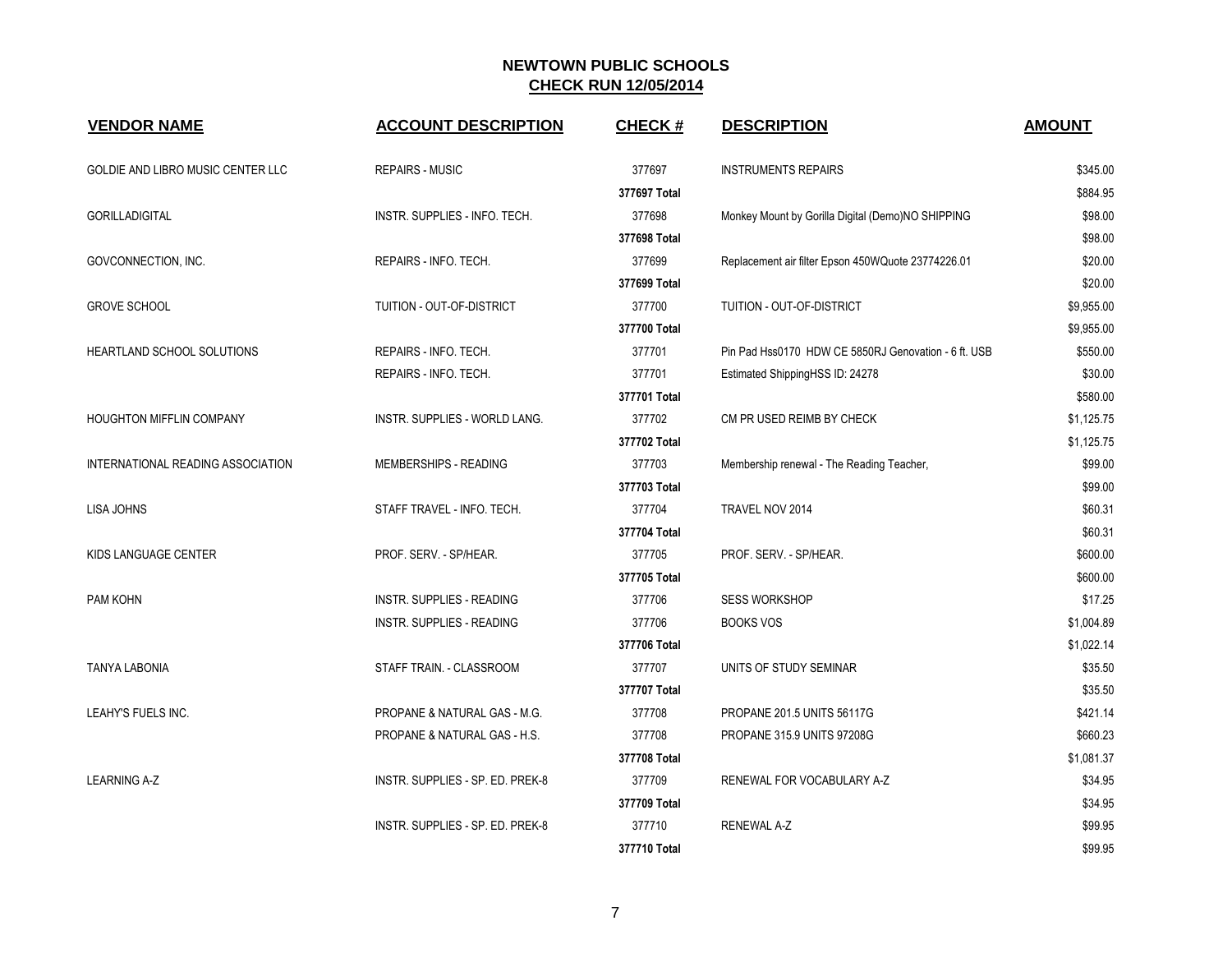# NEWTOWN PUBLIC SCHOOLS

## CHECK RUN 12/05/2014

| VENDOR NAME | ACCOUNT DESCRIPTION | CHECK # | DESCRIPTION | AMOUNT |
|---|---|---|---|---|
| GOLDIE AND LIBRO MUSIC CENTER LLC | REPAIRS - MUSIC | 377697 | INSTRUMENTS REPAIRS | $345.00 |
| | | **377697 Total** | | $884.95 |
| GORILLADIGITAL | INSTR. SUPPLIES - INFO. TECH. | 377698 | Monkey Mount by Gorilla Digital (Demo)NO SHIPPING | $98.00 |
| | | **377698 Total** | | $98.00 |
| GOVCONNECTION, INC. | REPAIRS - INFO. TECH. | 377699 | Replacement air filter Epson 450WQuote 23774226.01 | $20.00 |
| | | **377699 Total** | | $20.00 |
| GROVE SCHOOL | TUITION - OUT-OF-DISTRICT | 377700 | TUITION - OUT-OF-DISTRICT | $9,955.00 |
| | | **377700 Total** | | $9,955.00 |
| HEARTLAND SCHOOL SOLUTIONS | REPAIRS - INFO. TECH. | 377701 | Pin Pad Hss0170 HDW CE 5850RJ Genovation - 6 ft. USB | $550.00 |
| | REPAIRS - INFO. TECH. | 377701 | Estimated ShippingHSS ID: 24278 | $30.00 |
| | | **377701 Total** | | $580.00 |
| HOUGHTON MIFFLIN COMPANY | INSTR. SUPPLIES - WORLD LANG. | 377702 | CM PR USED REIMB BY CHECK | $1,125.75 |
| | | **377702 Total** | | $1,125.75 |
| INTERNATIONAL READING ASSOCIATION | MEMBERSHIPS - READING | 377703 | Membership renewal - The Reading Teacher, | $99.00 |
| | | **377703 Total** | | $99.00 |
| LISA JOHNS | STAFF TRAVEL - INFO. TECH. | 377704 | TRAVEL NOV 2014 | $60.31 |
| | | **377704 Total** | | $60.31 |
| KIDS LANGUAGE CENTER | PROF. SERV. - SP/HEAR. | 377705 | PROF. SERV. - SP/HEAR. | $600.00 |
| | | **377705 Total** | | $600.00 |
| PAM KOHN | INSTR. SUPPLIES - READING | 377706 | SESS WORKSHOP | $17.25 |
| | INSTR. SUPPLIES - READING | 377706 | BOOKS VOS | $1,004.89 |
| | | **377706 Total** | | $1,022.14 |
| TANYA LABONIA | STAFF TRAIN. - CLASSROOM | 377707 | UNITS OF STUDY SEMINAR | $35.50 |
| | | **377707 Total** | | $35.50 |
| LEAHY'S FUELS INC. | PROPANE & NATURAL GAS - M.G. | 377708 | PROPANE 201.5 UNITS 56117G | $421.14 |
| | PROPANE & NATURAL GAS - H.S. | 377708 | PROPANE 315.9 UNITS 97208G | $660.23 |
| | | **377708 Total** | | $1,081.37 |
| LEARNING A-Z | INSTR. SUPPLIES - SP. ED. PREK-8 | 377709 | RENEWAL FOR VOCABULARY A-Z | $34.95 |
| | | **377709 Total** | | $34.95 |
| | INSTR. SUPPLIES - SP. ED. PREK-8 | 377710 | RENEWAL A-Z | $99.95 |
| | | **377710 Total** | | $99.95 |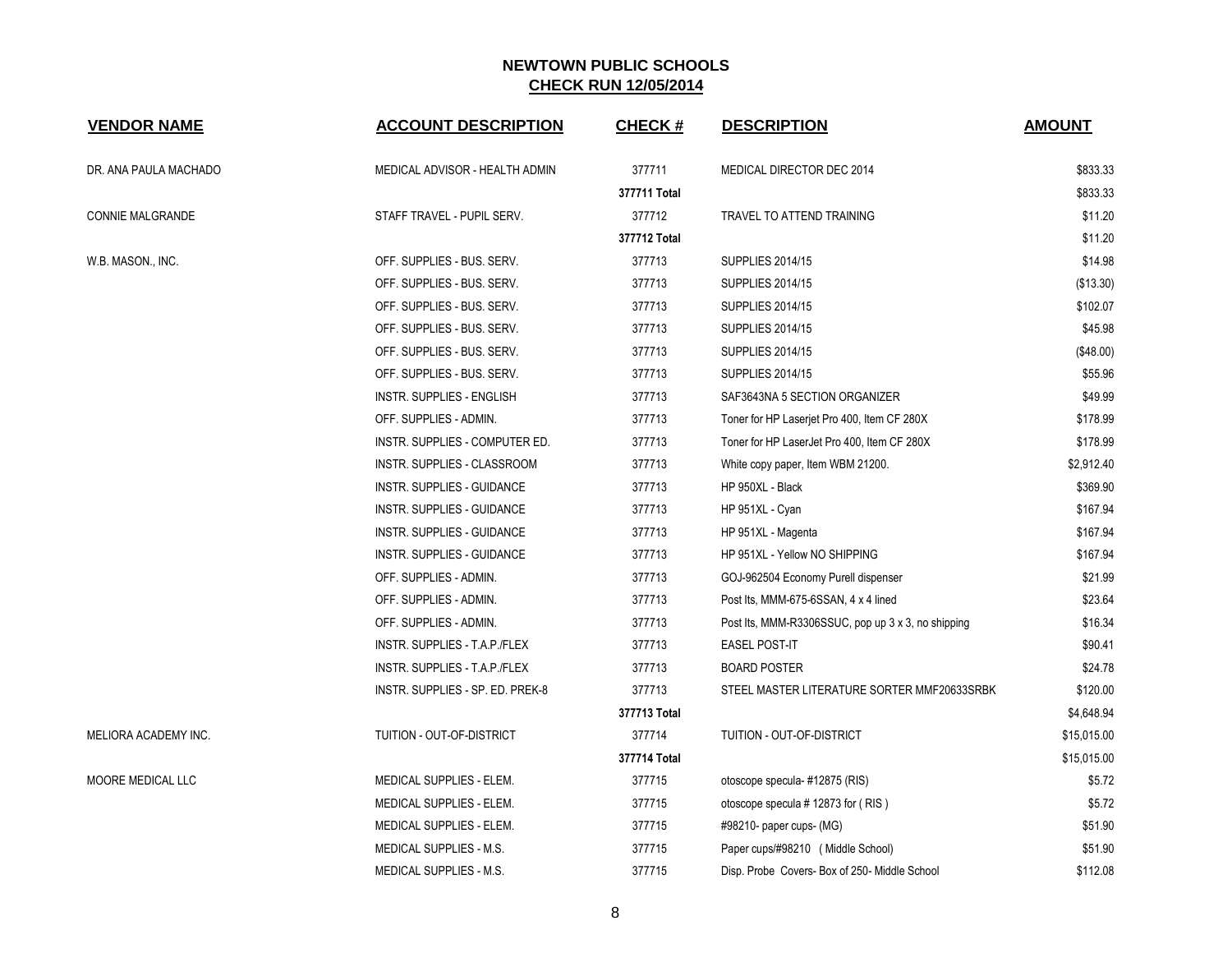# NEWTOWN PUBLIC SCHOOLS

## CHECK RUN 12/05/2014

| VENDOR NAME | ACCOUNT DESCRIPTION | CHECK # | DESCRIPTION | AMOUNT |
|---|---|---|---|---|
| DR. ANA PAULA MACHADO | MEDICAL ADVISOR - HEALTH ADMIN | 377711 | MEDICAL DIRECTOR DEC 2014 | $833.33 |
| | | 377711 Total | | $833.33 |
| CONNIE MALGRANDE | STAFF TRAVEL - PUPIL SERV. | 377712 | TRAVEL TO ATTEND TRAINING | $11.20 |
| | | 377712 Total | | $11.20 |
| W.B. MASON., INC. | OFF. SUPPLIES - BUS. SERV. | 377713 | SUPPLIES 2014/15 | $14.98 |
| | OFF. SUPPLIES - BUS. SERV. | 377713 | SUPPLIES 2014/15 | ($13.30) |
| | OFF. SUPPLIES - BUS. SERV. | 377713 | SUPPLIES 2014/15 | $102.07 |
| | OFF. SUPPLIES - BUS. SERV. | 377713 | SUPPLIES 2014/15 | $45.98 |
| | OFF. SUPPLIES - BUS. SERV. | 377713 | SUPPLIES 2014/15 | ($48.00) |
| | OFF. SUPPLIES - BUS. SERV. | 377713 | SUPPLIES 2014/15 | $55.96 |
| | INSTR. SUPPLIES - ENGLISH | 377713 | SAF3643NA 5 SECTION ORGANIZER | $49.99 |
| | OFF. SUPPLIES - ADMIN. | 377713 | Toner for HP Laserjet Pro 400, Item CF 280X | $178.99 |
| | INSTR. SUPPLIES - COMPUTER ED. | 377713 | Toner for HP LaserJet Pro 400, Item CF 280X | $178.99 |
| | INSTR. SUPPLIES - CLASSROOM | 377713 | White copy paper, Item WBM 21200. | $2,912.40 |
| | INSTR. SUPPLIES - GUIDANCE | 377713 | HP 950XL - Black | $369.90 |
| | INSTR. SUPPLIES - GUIDANCE | 377713 | HP 951XL - Cyan | $167.94 |
| | INSTR. SUPPLIES - GUIDANCE | 377713 | HP 951XL - Magenta | $167.94 |
| | INSTR. SUPPLIES - GUIDANCE | 377713 | HP 951XL - Yellow NO SHIPPING | $167.94 |
| | OFF. SUPPLIES - ADMIN. | 377713 | GOJ-962504 Economy Purell dispenser | $21.99 |
| | OFF. SUPPLIES - ADMIN. | 377713 | Post Its, MMM-675-6SSAN, 4 x 4 lined | $23.64 |
| | OFF. SUPPLIES - ADMIN. | 377713 | Post Its, MMM-R3306SSUC, pop up 3 x 3, no shipping | $16.34 |
| | INSTR. SUPPLIES - T.A.P./FLEX | 377713 | EASEL POST-IT | $90.41 |
| | INSTR. SUPPLIES - T.A.P./FLEX | 377713 | BOARD POSTER | $24.78 |
| | INSTR. SUPPLIES - SP. ED. PREK-8 | 377713 | STEEL MASTER LITERATURE SORTER MMF20633SRBK | $120.00 |
| | | 377713 Total | | $4,648.94 |
| MELIORA ACADEMY INC. | TUITION - OUT-OF-DISTRICT | 377714 | TUITION - OUT-OF-DISTRICT | $15,015.00 |
| | | 377714 Total | | $15,015.00 |
| MOORE MEDICAL LLC | MEDICAL SUPPLIES - ELEM. | 377715 | otoscope specula- #12875 (RIS) | $5.72 |
| | MEDICAL SUPPLIES - ELEM. | 377715 | otoscope specula # 12873 for ( RIS ) | $5.72 |
| | MEDICAL SUPPLIES - ELEM. | 377715 | #98210- paper cups- (MG) | $51.90 |
| | MEDICAL SUPPLIES - M.S. | 377715 | Paper cups/#98210 ( Middle School) | $51.90 |
| | MEDICAL SUPPLIES - M.S. | 377715 | Disp. Probe Covers- Box of 250- Middle School | $112.08 |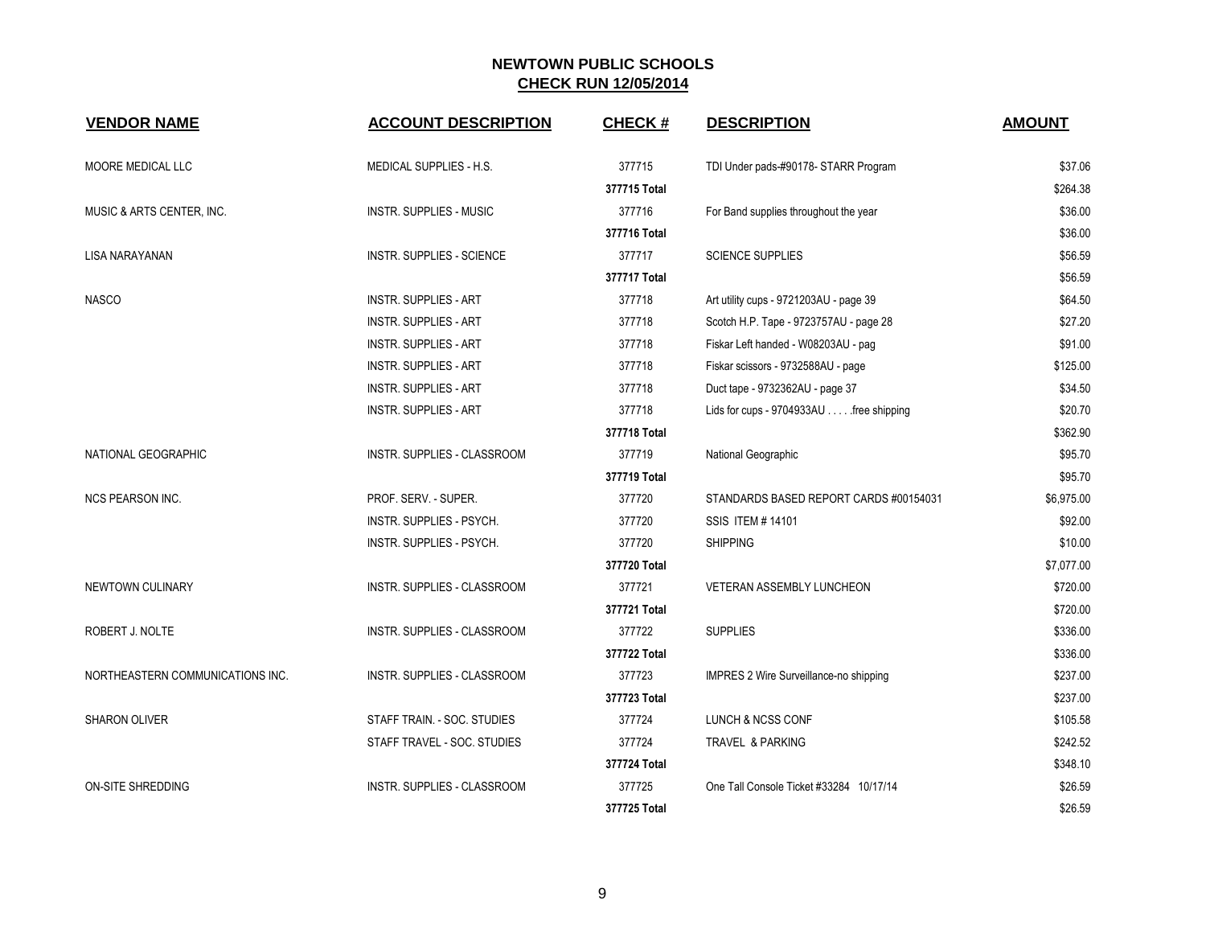# NEWTOWN PUBLIC SCHOOLS

## CHECK RUN 12/05/2014

| VENDOR NAME | ACCOUNT DESCRIPTION | CHECK # | DESCRIPTION | AMOUNT |
|---|---|---|---|---|
| MOORE MEDICAL LLC | MEDICAL SUPPLIES - H.S. | 377715 | TDI Under pads-#90178- STARR Program | $37.06 |
| | | **377715 Total** | | $264.38 |
| MUSIC & ARTS CENTER, INC. | INSTR. SUPPLIES - MUSIC | 377716 | For Band supplies throughout the year | $36.00 |
| | | **377716 Total** | | $36.00 |
| LISA NARAYANAN | INSTR. SUPPLIES - SCIENCE | 377717 | SCIENCE SUPPLIES | $56.59 |
| | | **377717 Total** | | $56.59 |
| NASCO | INSTR. SUPPLIES - ART | 377718 | Art utility cups - 9721203AU - page 39 | $64.50 |
| | INSTR. SUPPLIES - ART | 377718 | Scotch H.P. Tape - 9723757AU - page 28 | $27.20 |
| | INSTR. SUPPLIES - ART | 377718 | Fiskar Left handed - W08203AU - pag | $91.00 |
| | INSTR. SUPPLIES - ART | 377718 | Fiskar scissors - 9732588AU - page | $125.00 |
| | INSTR. SUPPLIES - ART | 377718 | Duct tape - 9732362AU - page 37 | $34.50 |
| | INSTR. SUPPLIES - ART | 377718 | Lids for cups - 9704933AU . . . . .free shipping | $20.70 |
| | | **377718 Total** | | $362.90 |
| NATIONAL GEOGRAPHIC | INSTR. SUPPLIES - CLASSROOM | 377719 | National Geographic | $95.70 |
| | | **377719 Total** | | $95.70 |
| NCS PEARSON INC. | PROF. SERV. - SUPER. | 377720 | STANDARDS BASED REPORT CARDS #00154031 | $6,975.00 |
| | INSTR. SUPPLIES - PSYCH. | 377720 | SSIS ITEM # 14101 | $92.00 |
| | INSTR. SUPPLIES - PSYCH. | 377720 | SHIPPING | $10.00 |
| | | **377720 Total** | | $7,077.00 |
| NEWTOWN CULINARY | INSTR. SUPPLIES - CLASSROOM | 377721 | VETERAN ASSEMBLY LUNCHEON | $720.00 |
| | | **377721 Total** | | $720.00 |
| ROBERT J. NOLTE | INSTR. SUPPLIES - CLASSROOM | 377722 | SUPPLIES | $336.00 |
| | | **377722 Total** | | $336.00 |
| NORTHEASTERN COMMUNICATIONS INC. | INSTR. SUPPLIES - CLASSROOM | 377723 | IMPRES 2 Wire Surveillance-no shipping | $237.00 |
| | | **377723 Total** | | $237.00 |
| SHARON OLIVER | STAFF TRAIN. - SOC. STUDIES | 377724 | LUNCH & NCSS CONF | $105.58 |
| | STAFF TRAVEL - SOC. STUDIES | 377724 | TRAVEL & PARKING | $242.52 |
| | | **377724 Total** | | $348.10 |
| ON-SITE SHREDDING | INSTR. SUPPLIES - CLASSROOM | 377725 | One Tall Console Ticket #33284 10/17/14 | $26.59 |
| | | **377725 Total** | | $26.59 |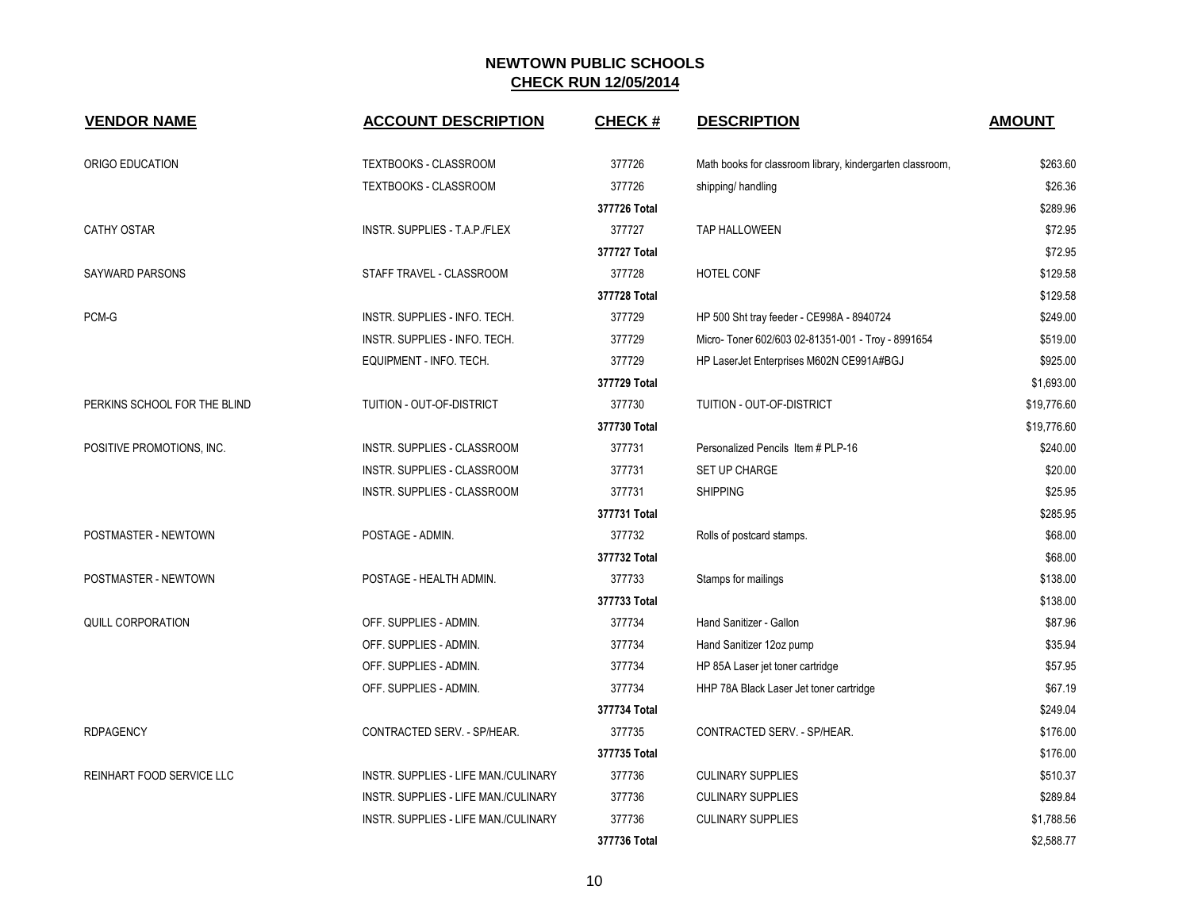## NEWTOWN PUBLIC SCHOOLS

## CHECK RUN 12/05/2014

| VENDOR NAME | ACCOUNT DESCRIPTION | CHECK # | DESCRIPTION | AMOUNT |
|---|---|---|---|---|
| ORIGO EDUCATION | TEXTBOOKS - CLASSROOM | 377726 | Math books for classroom library, kindergarten classroom, | $263.60 |
| | TEXTBOOKS - CLASSROOM | 377726 | shipping/ handling | $26.36 |
| | | **377726 Total** | | $289.96 |
| CATHY OSTAR | INSTR. SUPPLIES - T.A.P./FLEX | 377727 | TAP HALLOWEEN | $72.95 |
| | | **377727 Total** | | $72.95 |
| SAYWARD PARSONS | STAFF TRAVEL - CLASSROOM | 377728 | HOTEL CONF | $129.58 |
| | | **377728 Total** | | $129.58 |
| PCM-G | INSTR. SUPPLIES - INFO. TECH. | 377729 | HP 500 Sht tray feeder - CE998A - 8940724 | $249.00 |
| | INSTR. SUPPLIES - INFO. TECH. | 377729 | Micro- Toner 602/603 02-81351-001 - Troy - 8991654 | $519.00 |
| | EQUIPMENT - INFO. TECH. | 377729 | HP LaserJet Enterprises M602N CE991A#BGJ | $925.00 |
| | | **377729 Total** | | $1,693.00 |
| PERKINS SCHOOL FOR THE BLIND | TUITION - OUT-OF-DISTRICT | 377730 | TUITION - OUT-OF-DISTRICT | $19,776.60 |
| | | **377730 Total** | | $19,776.60 |
| POSITIVE PROMOTIONS, INC. | INSTR. SUPPLIES - CLASSROOM | 377731 | Personalized Pencils Item # PLP-16 | $240.00 |
| | INSTR. SUPPLIES - CLASSROOM | 377731 | SET UP CHARGE | $20.00 |
| | INSTR. SUPPLIES - CLASSROOM | 377731 | SHIPPING | $25.95 |
| | | **377731 Total** | | $285.95 |
| POSTMASTER - NEWTOWN | POSTAGE - ADMIN. | 377732 | Rolls of postcard stamps. | $68.00 |
| | | **377732 Total** | | $68.00 |
| POSTMASTER - NEWTOWN | POSTAGE - HEALTH ADMIN. | 377733 | Stamps for mailings | $138.00 |
| | | **377733 Total** | | $138.00 |
| QUILL CORPORATION | OFF. SUPPLIES - ADMIN. | 377734 | Hand Sanitizer - Gallon | $87.96 |
| | OFF. SUPPLIES - ADMIN. | 377734 | Hand Sanitizer 12oz pump | $35.94 |
| | OFF. SUPPLIES - ADMIN. | 377734 | HP 85A Laser jet toner cartridge | $57.95 |
| | OFF. SUPPLIES - ADMIN. | 377734 | HHP 78A Black Laser Jet toner cartridge | $67.19 |
| | | **377734 Total** | | $249.04 |
| RDPAGENCY | CONTRACTED SERV. - SP/HEAR. | 377735 | CONTRACTED SERV. - SP/HEAR. | $176.00 |
| | | **377735 Total** | | $176.00 |
| REINHART FOOD SERVICE LLC | INSTR. SUPPLIES - LIFE MAN./CULINARY | 377736 | CULINARY SUPPLIES | $510.37 |
| | INSTR. SUPPLIES - LIFE MAN./CULINARY | 377736 | CULINARY SUPPLIES | $289.84 |
| | INSTR. SUPPLIES - LIFE MAN./CULINARY | 377736 | CULINARY SUPPLIES | $1,788.56 |
| | | **377736 Total** | | $2,588.77 |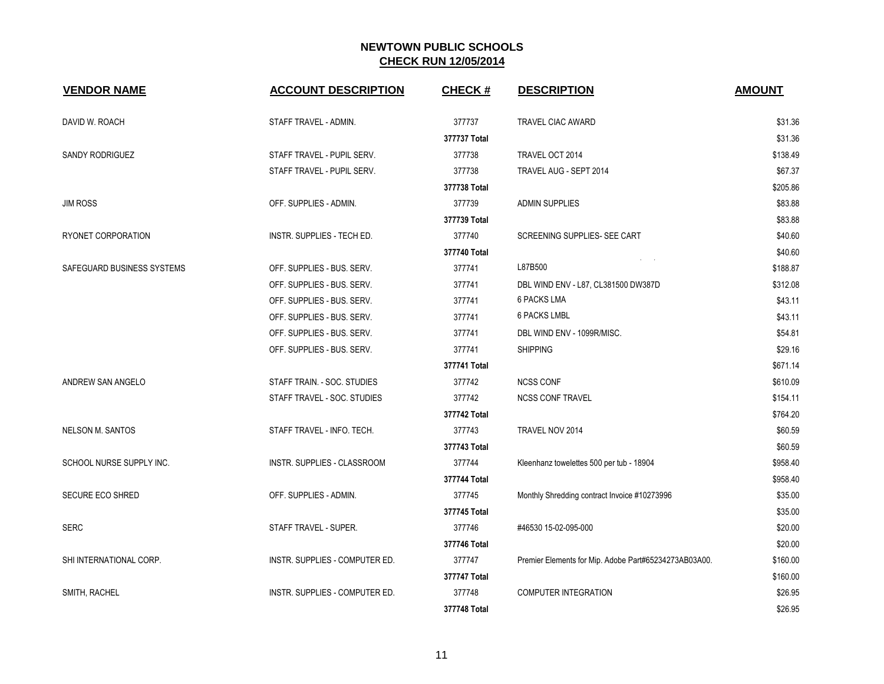# NEWTOWN PUBLIC SCHOOLS
## CHECK RUN 12/05/2014

| VENDOR NAME | ACCOUNT DESCRIPTION | CHECK # | DESCRIPTION | AMOUNT |
|---|---|---|---|---|
| DAVID W. ROACH | STAFF TRAVEL - ADMIN. | 377737 | TRAVEL CIAC AWARD | $31.36 |
| | | **377737 Total** | | $31.36 |
| SANDY RODRIGUEZ | STAFF TRAVEL - PUPIL SERV. | 377738 | TRAVEL OCT 2014 | $138.49 |
| | STAFF TRAVEL - PUPIL SERV. | 377738 | TRAVEL AUG - SEPT 2014 | $67.37 |
| | | **377738 Total** | | $205.86 |
| JIM ROSS | OFF. SUPPLIES - ADMIN. | 377739 | ADMIN SUPPLIES | $83.88 |
| | | **377739 Total** | | $83.88 |
| RYONET CORPORATION | INSTR. SUPPLIES - TECH ED. | 377740 | SCREENING SUPPLIES- SEE CART | $40.60 |
| | | **377740 Total** | | $40.60 |
| SAFEGUARD BUSINESS SYSTEMS | OFF. SUPPLIES - BUS. SERV. | 377741 | L87B500 | $188.87 |
| | OFF. SUPPLIES - BUS. SERV. | 377741 | DBL WIND ENV - L87, CL381500 DW387D | $312.08 |
| | OFF. SUPPLIES - BUS. SERV. | 377741 | 6 PACKS LMA | $43.11 |
| | OFF. SUPPLIES - BUS. SERV. | 377741 | 6 PACKS LMBL | $43.11 |
| | OFF. SUPPLIES - BUS. SERV. | 377741 | DBL WIND ENV - 1099R/MISC. | $54.81 |
| | OFF. SUPPLIES - BUS. SERV. | 377741 | SHIPPING | $29.16 |
| | | **377741 Total** | | $671.14 |
| ANDREW SAN ANGELO | STAFF TRAIN. - SOC. STUDIES | 377742 | NCSS CONF | $610.09 |
| | STAFF TRAVEL - SOC. STUDIES | 377742 | NCSS CONF TRAVEL | $154.11 |
| | | **377742 Total** | | $764.20 |
| NELSON M. SANTOS | STAFF TRAVEL - INFO. TECH. | 377743 | TRAVEL NOV 2014 | $60.59 |
| | | **377743 Total** | | $60.59 |
| SCHOOL NURSE SUPPLY INC. | INSTR. SUPPLIES - CLASSROOM | 377744 | Kleenhanz towelettes 500 per tub - 18904 | $958.40 |
| | | **377744 Total** | | $958.40 |
| SECURE ECO SHRED | OFF. SUPPLIES - ADMIN. | 377745 | Monthly Shredding contract Invoice #10273996 | $35.00 |
| | | **377745 Total** | | $35.00 |
| SERC | STAFF TRAVEL - SUPER. | 377746 | #46530 15-02-095-000 | $20.00 |
| | | **377746 Total** | | $20.00 |
| SHI INTERNATIONAL CORP. | INSTR. SUPPLIES - COMPUTER ED. | 377747 | Premier Elements for Mip. Adobe Part#65234273AB03A00. | $160.00 |
| | | **377747 Total** | | $160.00 |
| SMITH, RACHEL | INSTR. SUPPLIES - COMPUTER ED. | 377748 | COMPUTER INTEGRATION | $26.95 |
| | | **377748 Total** | | $26.95 |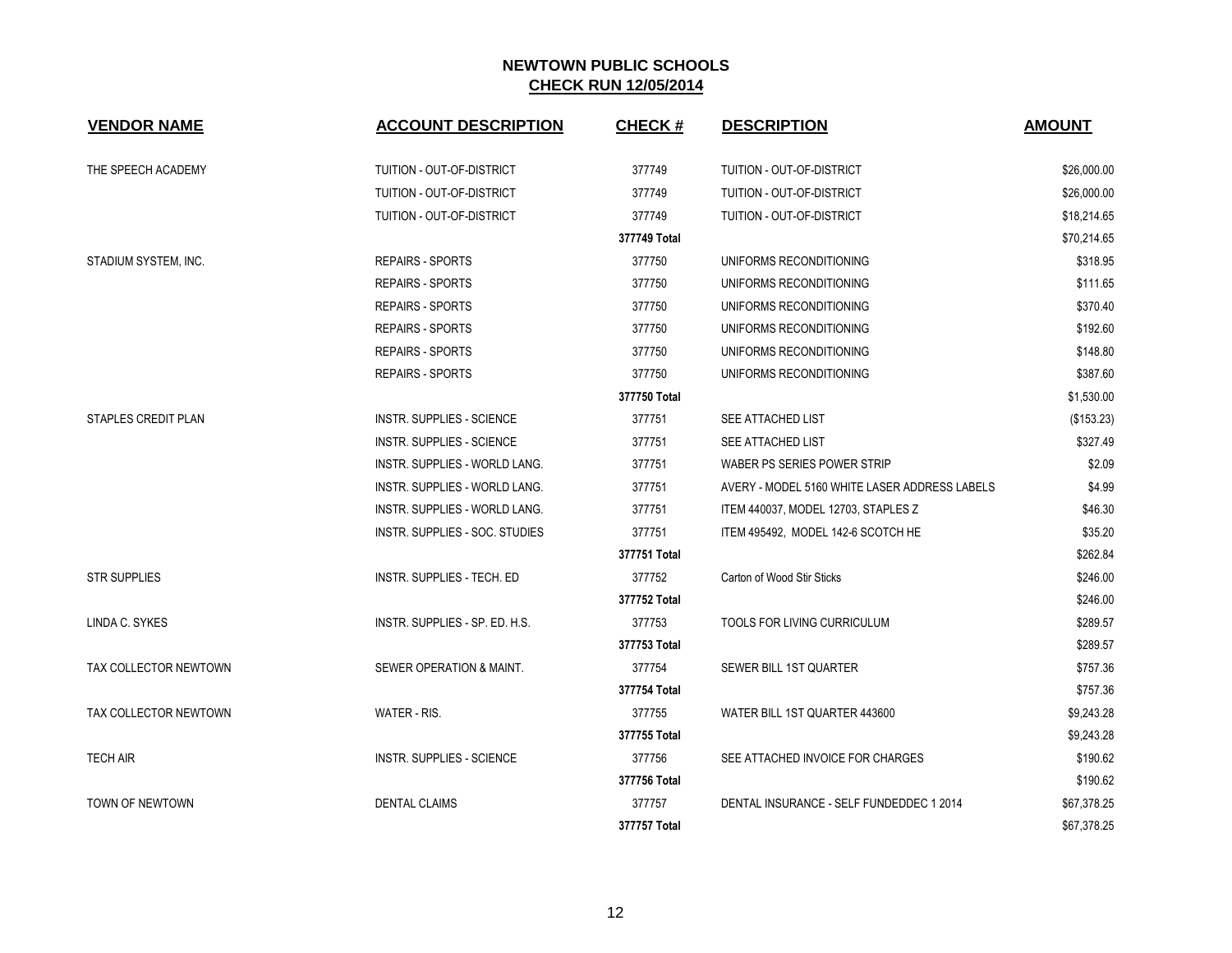# NEWTOWN PUBLIC SCHOOLS
## CHECK RUN 12/05/2014

| VENDOR NAME | ACCOUNT DESCRIPTION | CHECK # | DESCRIPTION | AMOUNT |
|---|---|---|---|---|
| THE SPEECH ACADEMY | TUITION - OUT-OF-DISTRICT | 377749 | TUITION - OUT-OF-DISTRICT | $26,000.00 |
| | TUITION - OUT-OF-DISTRICT | 377749 | TUITION - OUT-OF-DISTRICT | $26,000.00 |
| | TUITION - OUT-OF-DISTRICT | 377749 | TUITION - OUT-OF-DISTRICT | $18,214.65 |
| | | **377749 Total** | | $70,214.65 |
| STADIUM SYSTEM, INC. | REPAIRS - SPORTS | 377750 | UNIFORMS RECONDITIONING | $318.95 |
| | REPAIRS - SPORTS | 377750 | UNIFORMS RECONDITIONING | $111.65 |
| | REPAIRS - SPORTS | 377750 | UNIFORMS RECONDITIONING | $370.40 |
| | REPAIRS - SPORTS | 377750 | UNIFORMS RECONDITIONING | $192.60 |
| | REPAIRS - SPORTS | 377750 | UNIFORMS RECONDITIONING | $148.80 |
| | REPAIRS - SPORTS | 377750 | UNIFORMS RECONDITIONING | $387.60 |
| | | **377750 Total** | | $1,530.00 |
| STAPLES CREDIT PLAN | INSTR. SUPPLIES - SCIENCE | 377751 | SEE ATTACHED LIST | ($153.23) |
| | INSTR. SUPPLIES - SCIENCE | 377751 | SEE ATTACHED LIST | $327.49 |
| | INSTR. SUPPLIES - WORLD LANG. | 377751 | WABER PS SERIES POWER STRIP | $2.09 |
| | INSTR. SUPPLIES - WORLD LANG. | 377751 | AVERY - MODEL 5160 WHITE LASER ADDRESS LABELS | $4.99 |
| | INSTR. SUPPLIES - WORLD LANG. | 377751 | ITEM 440037, MODEL 12703, STAPLES Z | $46.30 |
| | INSTR. SUPPLIES - SOC. STUDIES | 377751 | ITEM 495492, MODEL 142-6 SCOTCH HE | $35.20 |
| | | **377751 Total** | | $262.84 |
| STR SUPPLIES | INSTR. SUPPLIES - TECH. ED | 377752 | Carton of Wood Stir Sticks | $246.00 |
| | | **377752 Total** | | $246.00 |
| LINDA C. SYKES | INSTR. SUPPLIES - SP. ED. H.S. | 377753 | TOOLS FOR LIVING CURRICULUM | $289.57 |
| | | **377753 Total** | | $289.57 |
| TAX COLLECTOR NEWTOWN | SEWER OPERATION & MAINT. | 377754 | SEWER BILL 1ST QUARTER | $757.36 |
| | | **377754 Total** | | $757.36 |
| TAX COLLECTOR NEWTOWN | WATER - RIS. | 377755 | WATER BILL 1ST QUARTER 443600 | $9,243.28 |
| | | **377755 Total** | | $9,243.28 |
| TECH AIR | INSTR. SUPPLIES - SCIENCE | 377756 | SEE ATTACHED INVOICE FOR CHARGES | $190.62 |
| | | **377756 Total** | | $190.62 |
| TOWN OF NEWTOWN | DENTAL CLAIMS | 377757 | DENTAL INSURANCE - SELF FUNDEDDEC 1 2014 | $67,378.25 |
| | | **377757 Total** | | $67,378.25 |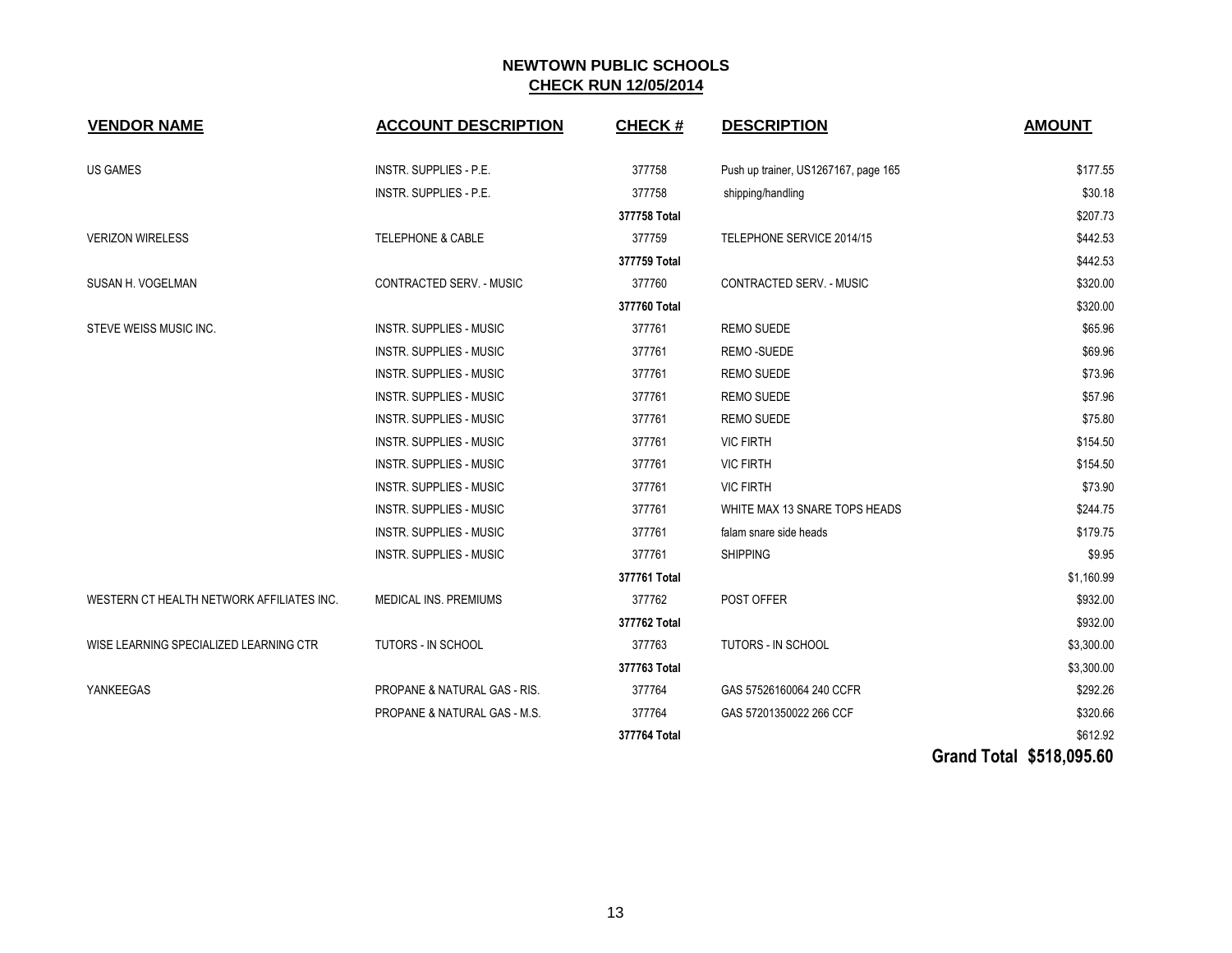# NEWTOWN PUBLIC SCHOOLS

## CHECK RUN 12/05/2014

| VENDOR NAME | ACCOUNT DESCRIPTION | CHECK # | DESCRIPTION | AMOUNT |
|---|---|---|---|---|
| US GAMES | INSTR. SUPPLIES - P.E. | 377758 | Push up trainer, US1267167, page 165 | $177.55 |
| | INSTR. SUPPLIES - P.E. | 377758 | shipping/handling | $30.18 |
| | | **377758 Total** | | $207.73 |
| VERIZON WIRELESS | TELEPHONE & CABLE | 377759 | TELEPHONE SERVICE 2014/15 | $442.53 |
| | | **377759 Total** | | $442.53 |
| SUSAN H. VOGELMAN | CONTRACTED SERV. - MUSIC | 377760 | CONTRACTED SERV. - MUSIC | $320.00 |
| | | **377760 Total** | | $320.00 |
| STEVE WEISS MUSIC INC. | INSTR. SUPPLIES - MUSIC | 377761 | REMO SUEDE | $65.96 |
| | INSTR. SUPPLIES - MUSIC | 377761 | REMO -SUEDE | $69.96 |
| | INSTR. SUPPLIES - MUSIC | 377761 | REMO SUEDE | $73.96 |
| | INSTR. SUPPLIES - MUSIC | 377761 | REMO SUEDE | $57.96 |
| | INSTR. SUPPLIES - MUSIC | 377761 | REMO SUEDE | $75.80 |
| | INSTR. SUPPLIES - MUSIC | 377761 | VIC FIRTH | $154.50 |
| | INSTR. SUPPLIES - MUSIC | 377761 | VIC FIRTH | $154.50 |
| | INSTR. SUPPLIES - MUSIC | 377761 | VIC FIRTH | $73.90 |
| | INSTR. SUPPLIES - MUSIC | 377761 | WHITE MAX 13 SNARE TOPS HEADS | $244.75 |
| | INSTR. SUPPLIES - MUSIC | 377761 | falam snare side heads | $179.75 |
| | INSTR. SUPPLIES - MUSIC | 377761 | SHIPPING | $9.95 |
| | | **377761 Total** | | $1,160.99 |
| WESTERN CT HEALTH NETWORK AFFILIATES INC. | MEDICAL INS. PREMIUMS | 377762 | POST OFFER | $932.00 |
| | | **377762 Total** | | $932.00 |
| WISE LEARNING SPECIALIZED LEARNING CTR | TUTORS - IN SCHOOL | 377763 | TUTORS - IN SCHOOL | $3,300.00 |
| | | **377763 Total** | | $3,300.00 |
| YANKEEGAS | PROPANE & NATURAL GAS - RIS. | 377764 | GAS 57526160064 240 CCFR | $292.26 |
| | PROPANE & NATURAL GAS - M.S. | 377764 | GAS 57201350022 266 CCF | $320.66 |
| | | **377764 Total** | | $612.92 |
| | | | **Grand Total** | **$518,095.60** |